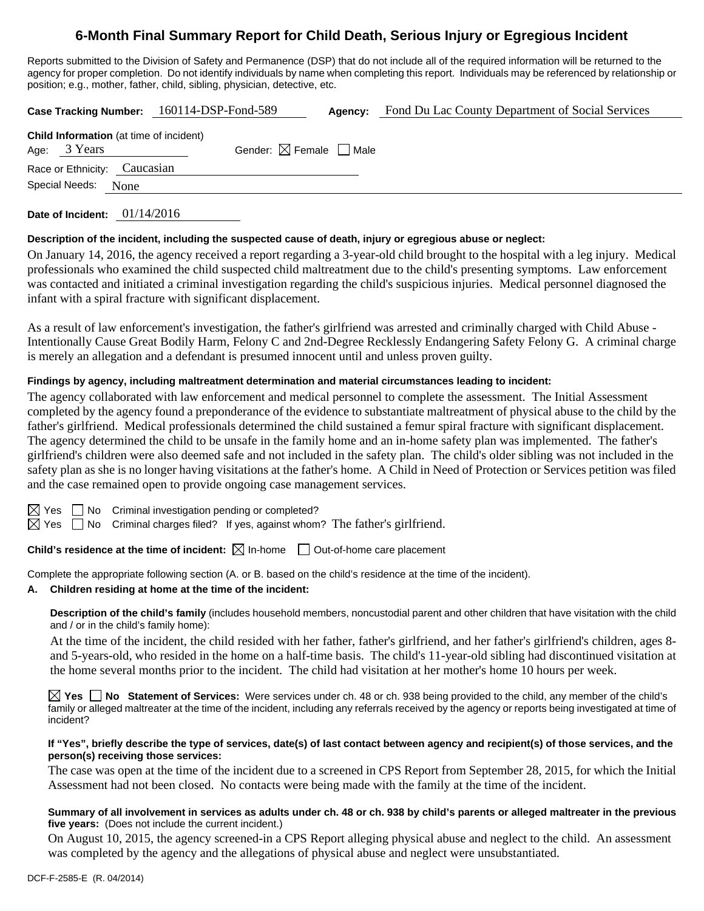# 6-Month Final Summary Report for Child Death, Serious Injury or Egregious Incident

Reports submitted to the Division of Safety and Permanence (DSP) that do not include all of the required information will be returned to the agency for proper completion. Do not identify individuals by name when completing this report. Individuals may be referenced by relationship or position; e.g., mother, father, child, sibling, physician, detective, etc.

**Case Tracking Number:** 160114-DSP-Fond-589 **Agency:** Fond Du Lac County Department of Social Services

**Child Information** (at time of incident)

Age: 3 Years Gender: ☒ Female ☐ Male

Race or Ethnicity: Caucasian

Special Needs: None

**Date of Incident:** 01/14/2016

**Description of the incident, including the suspected cause of death, injury or egregious abuse or neglect:**

On January 14, 2016, the agency received a report regarding a 3-year-old child brought to the hospital with a leg injury. Medical professionals who examined the child suspected child maltreatment due to the child's presenting symptoms. Law enforcement was contacted and initiated a criminal investigation regarding the child's suspicious injuries. Medical personnel diagnosed the infant with a spiral fracture with significant displacement.

As a result of law enforcement's investigation, the father's girlfriend was arrested and criminally charged with Child Abuse - Intentionally Cause Great Bodily Harm, Felony C and 2nd-Degree Recklessly Endangering Safety Felony G. A criminal charge is merely an allegation and a defendant is presumed innocent until and unless proven guilty.

**Findings by agency, including maltreatment determination and material circumstances leading to incident:**

The agency collaborated with law enforcement and medical personnel to complete the assessment. The Initial Assessment completed by the agency found a preponderance of the evidence to substantiate maltreatment of physical abuse to the child by the father's girlfriend. Medical professionals determined the child sustained a femur spiral fracture with significant displacement. The agency determined the child to be unsafe in the family home and an in-home safety plan was implemented. The father's girlfriend's children were also deemed safe and not included in the safety plan. The child's older sibling was not included in the safety plan as she is no longer having visitations at the father's home. A Child in Need of Protection or Services petition was filed and the case remained open to provide ongoing case management services.

☒ Yes ☐ No Criminal investigation pending or completed?

☒ Yes ☐ No Criminal charges filed? If yes, against whom? The father's girlfriend.

**Child's residence at the time of incident:** ☒ In-home ☐ Out-of-home care placement

Complete the appropriate following section (A. or B. based on the child's residence at the time of the incident).

**A. Children residing at home at the time of the incident:**

**Description of the child's family** (includes household members, noncustodial parent and other children that have visitation with the child and / or in the child's family home):

At the time of the incident, the child resided with her father, father's girlfriend, and her father's girlfriend's children, ages 8- and 5-years-old, who resided in the home on a half-time basis. The child's 11-year-old sibling had discontinued visitation at the home several months prior to the incident. The child had visitation at her mother's home 10 hours per week.

☒ **Yes** ☐ **No** **Statement of Services:** Were services under ch. 48 or ch. 938 being provided to the child, any member of the child's family or alleged maltreater at the time of the incident, including any referrals received by the agency or reports being investigated at time of incident?

**If "Yes", briefly describe the type of services, date(s) of last contact between agency and recipient(s) of those services, and the person(s) receiving those services:**

The case was open at the time of the incident due to a screened in CPS Report from September 28, 2015, for which the Initial Assessment had not been closed. No contacts were being made with the family at the time of the incident.

**Summary of all involvement in services as adults under ch. 48 or ch. 938 by child's parents or alleged maltreater in the previous five years:** (Does not include the current incident.)

On August 10, 2015, the agency screened-in a CPS Report alleging physical abuse and neglect to the child. An assessment was completed by the agency and the allegations of physical abuse and neglect were unsubstantiated.

DCF-F-2585-E (R. 04/2014)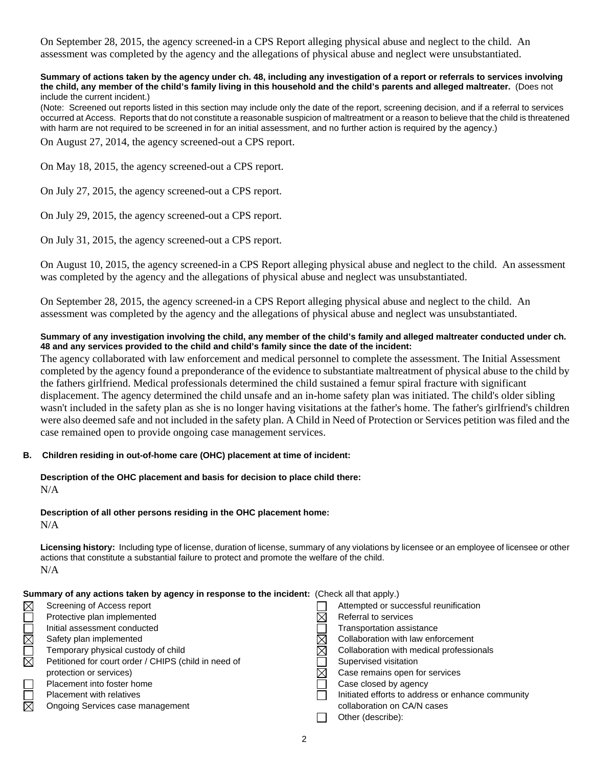On September 28, 2015, the agency screened-in a CPS Report alleging physical abuse and neglect to the child. An assessment was completed by the agency and the allegations of physical abuse and neglect were unsubstantiated.

**Summary of actions taken by the agency under ch. 48, including any investigation of a report or referrals to services involving the child, any member of the child's family living in this household and the child's parents and alleged maltreater.** (Does not include the current incident.)

(Note: Screened out reports listed in this section may include only the date of the report, screening decision, and if a referral to services occurred at Access. Reports that do not constitute a reasonable suspicion of maltreatment or a reason to believe that the child is threatened with harm are not required to be screened in for an initial assessment, and no further action is required by the agency.)

On August 27, 2014, the agency screened-out a CPS report.

On May 18, 2015, the agency screened-out a CPS report.

On July 27, 2015, the agency screened-out a CPS report.

On July 29, 2015, the agency screened-out a CPS report.

On July 31, 2015, the agency screened-out a CPS report.

On August 10, 2015, the agency screened-in a CPS Report alleging physical abuse and neglect to the child. An assessment was completed by the agency and the allegations of physical abuse and neglect was unsubstantiated.

On September 28, 2015, the agency screened-in a CPS Report alleging physical abuse and neglect to the child. An assessment was completed by the agency and the allegations of physical abuse and neglect was unsubstantiated.

**Summary of any investigation involving the child, any member of the child's family and alleged maltreater conducted under ch. 48 and any services provided to the child and child's family since the date of the incident:**

The agency collaborated with law enforcement and medical personnel to complete the assessment. The Initial Assessment completed by the agency found a preponderance of the evidence to substantiate maltreatment of physical abuse to the child by the fathers girlfriend. Medical professionals determined the child sustained a femur spiral fracture with significant displacement. The agency determined the child unsafe and an in-home safety plan was initiated. The child's older sibling wasn't included in the safety plan as she is no longer having visitations at the father's home. The father's girlfriend's children were also deemed safe and not included in the safety plan. A Child in Need of Protection or Services petition was filed and the case remained open to provide ongoing case management services.

**B. Children residing in out-of-home care (OHC) placement at time of incident:**

**Description of the OHC placement and basis for decision to place child there:**

N/A

**Description of all other persons residing in the OHC placement home:**

N/A

**Licensing history:** Including type of license, duration of license, summary of any violations by licensee or an employee of licensee or other actions that constitute a substantial failure to protect and promote the welfare of the child.

N/A

**Summary of any actions taken by agency in response to the incident:** (Check all that apply.)

- ☒ Screening of Access report
- ☐ Protective plan implemented
- ☐ Initial assessment conducted
- ☒ Safety plan implemented
- ☐ Temporary physical custody of child
- ☒ Petitioned for court order / CHIPS (child in need of protection or services)
- ☐ Placement into foster home
- ☐ Placement with relatives
- ☒ Ongoing Services case management
- ☐ Attempted or successful reunification
- ☒ Referral to services
- ☐ Transportation assistance
- ☒ Collaboration with law enforcement
- ☒ Collaboration with medical professionals
- ☐ Supervised visitation
- ☒ Case remains open for services
- ☐ Case closed by agency
- ☐ Initiated efforts to address or enhance community collaboration on CA/N cases
- ☐ Other (describe):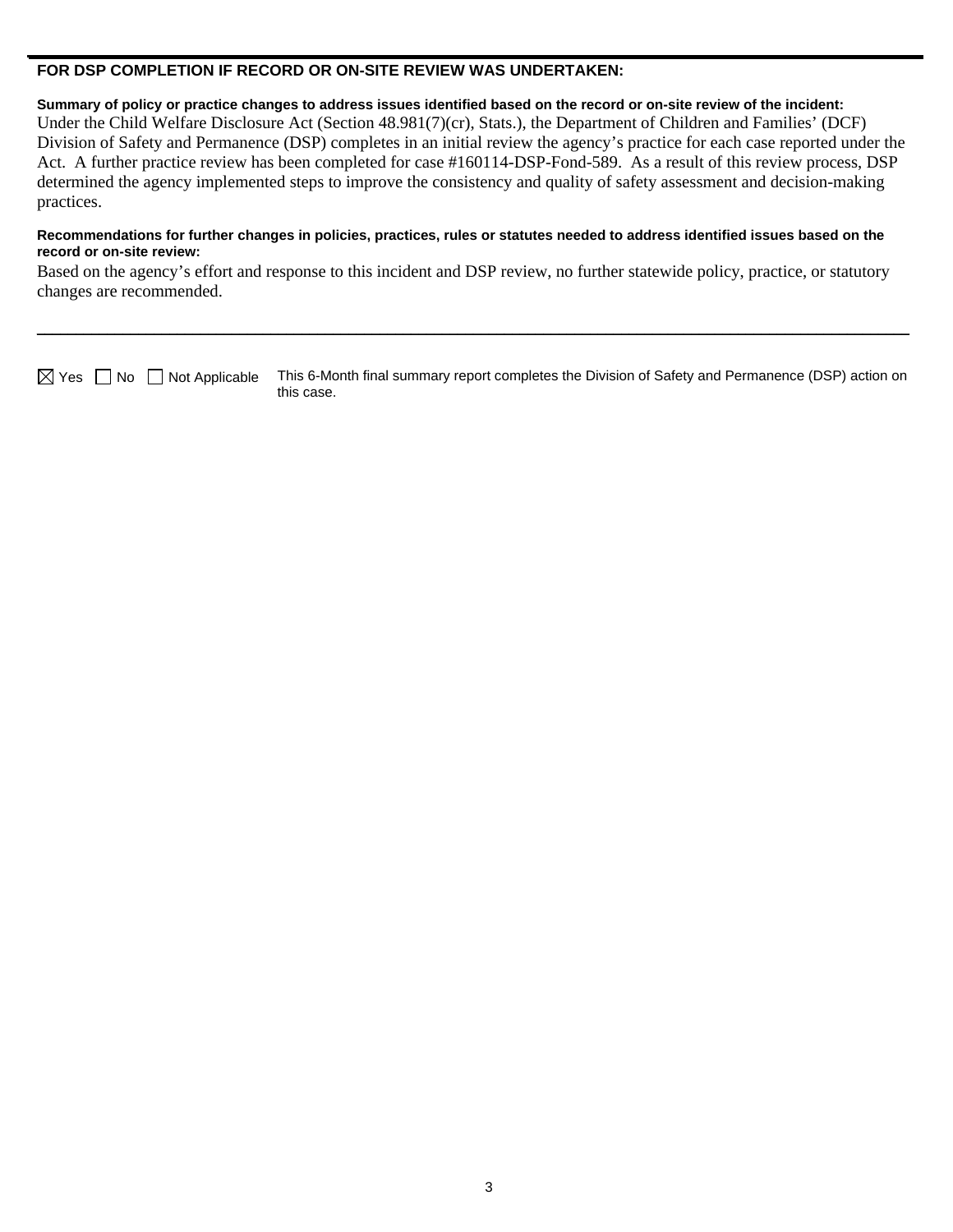**FOR DSP COMPLETION IF RECORD OR ON-SITE REVIEW WAS UNDERTAKEN:**

**Summary of policy or practice changes to address issues identified based on the record or on-site review of the incident:**

Under the Child Welfare Disclosure Act (Section 48.981(7)(cr), Stats.), the Department of Children and Families' (DCF) Division of Safety and Permanence (DSP) completes in an initial review the agency's practice for each case reported under the Act. A further practice review has been completed for case #160114-DSP-Fond-589. As a result of this review process, DSP determined the agency implemented steps to improve the consistency and quality of safety assessment and decision-making practices.

**Recommendations for further changes in policies, practices, rules or statutes needed to address identified issues based on the record or on-site review:**

Based on the agency's effort and response to this incident and DSP review, no further statewide policy, practice, or statutory changes are recommended.

---

☒ Yes ☐ No ☐ Not Applicable This 6-Month final summary report completes the Division of Safety and Permanence (DSP) action on this case.